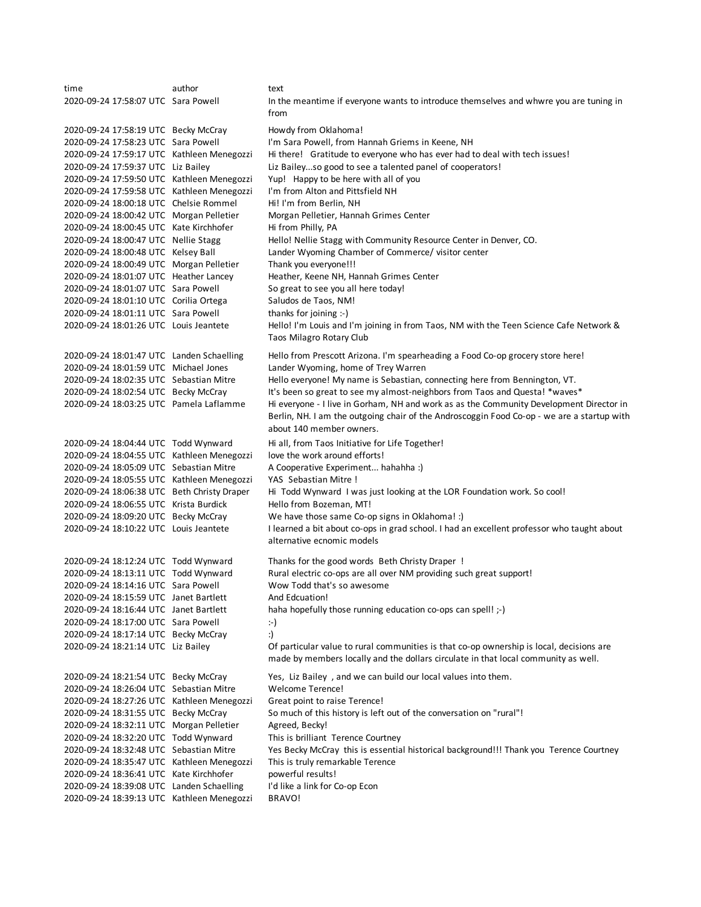| time | author | text |
|---|---|---|
| 2020-09-24 17:58:07 UTC | Sara Powell | In the meantime if everyone wants to introduce themselves and whwre you are tuning in from |
| 2020-09-24 17:58:19 UTC | Becky McCray | Howdy from Oklahoma! |
| 2020-09-24 17:58:23 UTC | Sara Powell | I'm Sara Powell, from Hannah Griems in Keene, NH |
| 2020-09-24 17:59:17 UTC | Kathleen Menegozzi | Hi there! Gratitude to everyone who has ever had to deal with tech issues! |
| 2020-09-24 17:59:37 UTC | Liz Bailey | Liz Bailey...so good to see a talented panel of cooperators! |
| 2020-09-24 17:59:50 UTC | Kathleen Menegozzi | Yup! Happy to be here with all of you |
| 2020-09-24 17:59:58 UTC | Kathleen Menegozzi | I'm from Alton and Pittsfield NH |
| 2020-09-24 18:00:18 UTC | Chelsie Rommel | Hi! I'm from Berlin, NH |
| 2020-09-24 18:00:42 UTC | Morgan Pelletier | Morgan Pelletier, Hannah Grimes Center |
| 2020-09-24 18:00:45 UTC | Kate Kirchhofer | Hi from Philly, PA |
| 2020-09-24 18:00:47 UTC | Nellie Stagg | Hello! Nellie Stagg with Community Resource Center in Denver, CO. |
| 2020-09-24 18:00:48 UTC | Kelsey Ball | Lander Wyoming Chamber of Commerce/ visitor center |
| 2020-09-24 18:00:49 UTC | Morgan Pelletier | Thank you everyone!!! |
| 2020-09-24 18:01:07 UTC | Heather Lancey | Heather, Keene NH, Hannah Grimes Center |
| 2020-09-24 18:01:07 UTC | Sara Powell | So great to see you all here today! |
| 2020-09-24 18:01:10 UTC | Corilia Ortega | Saludos de Taos, NM! |
| 2020-09-24 18:01:11 UTC | Sara Powell | thanks for joining :-) |
| 2020-09-24 18:01:26 UTC | Louis Jeantete | Hello! I'm Louis and I'm joining in from Taos, NM with the Teen Science Cafe Network & Taos Milagro Rotary Club |
| 2020-09-24 18:01:47 UTC | Landen Schaelling | Hello from Prescott Arizona. I'm spearheading a Food Co-op grocery store here! |
| 2020-09-24 18:01:59 UTC | Michael Jones | Lander Wyoming, home of Trey Warren |
| 2020-09-24 18:02:35 UTC | Sebastian Mitre | Hello everyone! My name is Sebastian, connecting here from Bennington, VT. |
| 2020-09-24 18:02:54 UTC | Becky McCray | It's been so great to see my almost-neighbors from Taos and Questa! *waves* |
| 2020-09-24 18:03:25 UTC | Pamela Laflamme | Hi everyone - I live in Gorham, NH and work as as the Community Development Director in Berlin, NH. I am the outgoing chair of the Androscoggin Food Co-op - we are a startup with about 140 member owners. |
| 2020-09-24 18:04:44 UTC | Todd Wynward | Hi all, from Taos Initiative for Life Together! |
| 2020-09-24 18:04:55 UTC | Kathleen Menegozzi | love the work around efforts! |
| 2020-09-24 18:05:09 UTC | Sebastian Mitre | A Cooperative Experiment... hahahha :) |
| 2020-09-24 18:05:55 UTC | Kathleen Menegozzi | YAS Sebastian Mitre ! |
| 2020-09-24 18:06:38 UTC | Beth Christy Draper | Hi Todd Wynward I was just looking at the LOR Foundation work. So cool! |
| 2020-09-24 18:06:55 UTC | Krista Burdick | Hello from Bozeman, MT! |
| 2020-09-24 18:09:20 UTC | Becky McCray | We have those same Co-op signs in Oklahoma! :) |
| 2020-09-24 18:10:22 UTC | Louis Jeantete | I learned a bit about co-ops in grad school. I had an excellent professor who taught about alternative ecnomic models |
| 2020-09-24 18:12:24 UTC | Todd Wynward | Thanks for the good words Beth Christy Draper ! |
| 2020-09-24 18:13:11 UTC | Todd Wynward | Rural electric co-ops are all over NM providing such great support! |
| 2020-09-24 18:14:16 UTC | Sara Powell | Wow Todd that's so awesome |
| 2020-09-24 18:15:59 UTC | Janet Bartlett | And Edcuation! |
| 2020-09-24 18:16:44 UTC | Janet Bartlett | haha hopefully those running education co-ops can spell! ;-) |
| 2020-09-24 18:17:00 UTC | Sara Powell | :-) |
| 2020-09-24 18:17:14 UTC | Becky McCray | :) |
| 2020-09-24 18:21:14 UTC | Liz Bailey | Of particular value to rural communities is that co-op ownership is local, decisions are made by members locally and the dollars circulate in that local community as well. |
| 2020-09-24 18:21:54 UTC | Becky McCray | Yes, Liz Bailey , and we can build our local values into them. |
| 2020-09-24 18:26:04 UTC | Sebastian Mitre | Welcome Terence! |
| 2020-09-24 18:27:26 UTC | Kathleen Menegozzi | Great point to raise Terence! |
| 2020-09-24 18:31:55 UTC | Becky McCray | So much of this history is left out of the conversation on "rural"! |
| 2020-09-24 18:32:11 UTC | Morgan Pelletier | Agreed, Becky! |
| 2020-09-24 18:32:20 UTC | Todd Wynward | This is brilliant Terence Courtney |
| 2020-09-24 18:32:48 UTC | Sebastian Mitre | Yes Becky McCray this is essential historical background!!! Thank you Terence Courtney |
| 2020-09-24 18:35:47 UTC | Kathleen Menegozzi | This is truly remarkable Terence |
| 2020-09-24 18:36:41 UTC | Kate Kirchhofer | powerful results! |
| 2020-09-24 18:39:08 UTC | Landen Schaelling | I'd like a link for Co-op Econ |
| 2020-09-24 18:39:13 UTC | Kathleen Menegozzi | BRAVO! |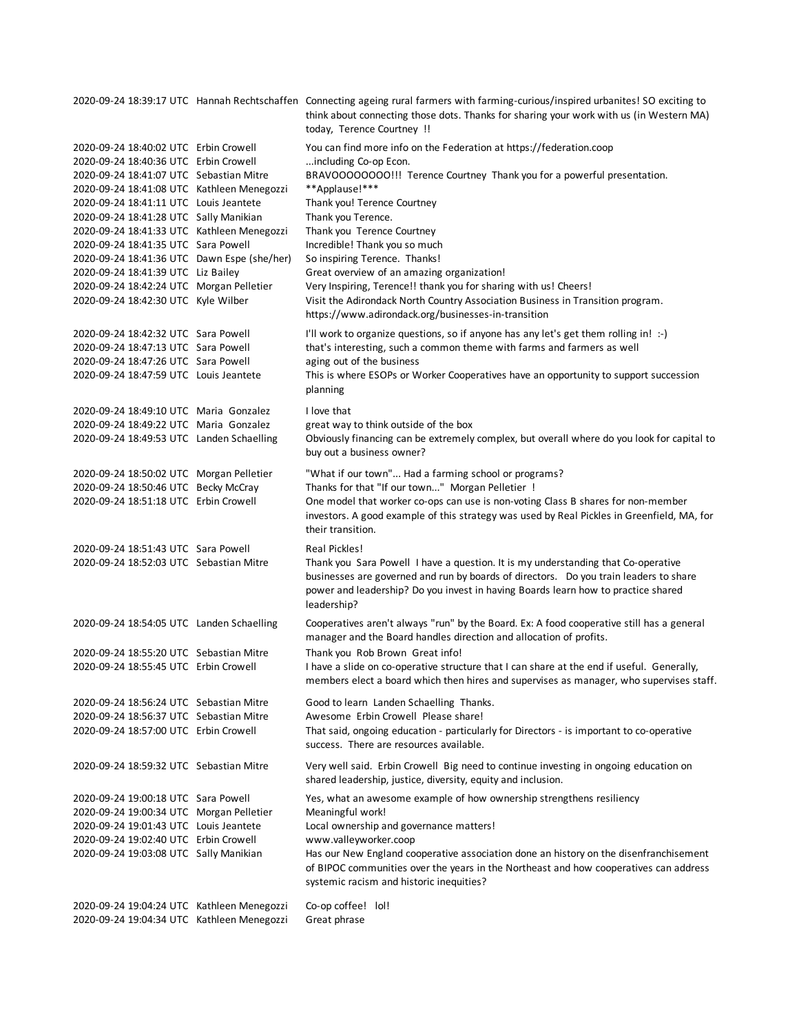| | | |
|---|---|---|
| 2020-09-24 18:39:17 UTC | Hannah Rechtschaffen | Connecting ageing rural farmers with farming-curious/inspired urbanites! SO exciting to think about connecting those dots. Thanks for sharing your work with us (in Western MA) today, Terence Courtney !! |
| 2020-09-24 18:40:02 UTC | Erbin Crowell | You can find more info on the Federation at https://federation.coop |
| 2020-09-24 18:40:36 UTC | Erbin Crowell | ...including Co-op Econ. |
| 2020-09-24 18:41:07 UTC | Sebastian Mitre | BRAVOOOOOOOO!!! Terence Courtney Thank you for a powerful presentation. |
| 2020-09-24 18:41:08 UTC | Kathleen Menegozzi | **Applause!*** |
| 2020-09-24 18:41:11 UTC | Louis Jeantete | Thank you! Terence Courtney |
| 2020-09-24 18:41:28 UTC | Sally Manikian | Thank you Terence. |
| 2020-09-24 18:41:33 UTC | Kathleen Menegozzi | Thank you Terence Courtney |
| 2020-09-24 18:41:35 UTC | Sara Powell | Incredible! Thank you so much |
| 2020-09-24 18:41:36 UTC | Dawn Espe (she/her) | So inspiring Terence. Thanks! |
| 2020-09-24 18:41:39 UTC | Liz Bailey | Great overview of an amazing organization! |
| 2020-09-24 18:42:24 UTC | Morgan Pelletier | Very Inspiring, Terence!! thank you for sharing with us! Cheers! |
| 2020-09-24 18:42:30 UTC | Kyle Wilber | Visit the Adirondack North Country Association Business in Transition program. https://www.adirondack.org/businesses-in-transition |
| 2020-09-24 18:42:32 UTC | Sara Powell | I'll work to organize questions, so if anyone has any let's get them rolling in! :-) |
| 2020-09-24 18:47:13 UTC | Sara Powell | that's interesting, such a common theme with farms and farmers as well |
| 2020-09-24 18:47:26 UTC | Sara Powell | aging out of the business |
| 2020-09-24 18:47:59 UTC | Louis Jeantete | This is where ESOPs or Worker Cooperatives have an opportunity to support succession planning |
| 2020-09-24 18:49:10 UTC | Maria Gonzalez | I love that |
| 2020-09-24 18:49:22 UTC | Maria Gonzalez | great way to think outside of the box |
| 2020-09-24 18:49:53 UTC | Landen Schaelling | Obviously financing can be extremely complex, but overall where do you look for capital to buy out a business owner? |
| 2020-09-24 18:50:02 UTC | Morgan Pelletier | "What if our town"... Had a farming school or programs? |
| 2020-09-24 18:50:46 UTC | Becky McCray | Thanks for that "If our town..." Morgan Pelletier ! |
| 2020-09-24 18:51:18 UTC | Erbin Crowell | One model that worker co-ops can use is non-voting Class B shares for non-member investors. A good example of this strategy was used by Real Pickles in Greenfield, MA, for their transition. |
| 2020-09-24 18:51:43 UTC | Sara Powell | Real Pickles! |
| 2020-09-24 18:52:03 UTC | Sebastian Mitre | Thank you Sara Powell I have a question. It is my understanding that Co-operative businesses are governed and run by boards of directors. Do you train leaders to share power and leadership? Do you invest in having Boards learn how to practice shared leadership? |
| 2020-09-24 18:54:05 UTC | Landen Schaelling | Cooperatives aren't always "run" by the Board. Ex: A food cooperative still has a general manager and the Board handles direction and allocation of profits. |
| 2020-09-24 18:55:20 UTC | Sebastian Mitre | Thank you Rob Brown Great info! |
| 2020-09-24 18:55:45 UTC | Erbin Crowell | I have a slide on co-operative structure that I can share at the end if useful. Generally, members elect a board which then hires and supervises as manager, who supervises staff. |
| 2020-09-24 18:56:24 UTC | Sebastian Mitre | Good to learn Landen Schaelling Thanks. |
| 2020-09-24 18:56:37 UTC | Sebastian Mitre | Awesome Erbin Crowell Please share! |
| 2020-09-24 18:57:00 UTC | Erbin Crowell | That said, ongoing education - particularly for Directors - is important to co-operative success. There are resources available. |
| 2020-09-24 18:59:32 UTC | Sebastian Mitre | Very well said. Erbin Crowell Big need to continue investing in ongoing education on shared leadership, justice, diversity, equity and inclusion. |
| 2020-09-24 19:00:18 UTC | Sara Powell | Yes, what an awesome example of how ownership strengthens resiliency |
| 2020-09-24 19:00:34 UTC | Morgan Pelletier | Meaningful work! |
| 2020-09-24 19:01:43 UTC | Louis Jeantete | Local ownership and governance matters! |
| 2020-09-24 19:02:40 UTC | Erbin Crowell | www.valleyworker.coop |
| 2020-09-24 19:03:08 UTC | Sally Manikian | Has our New England cooperative association done an history on the disenfranchisement of BIPOC communities over the years in the Northeast and how cooperatives can address systemic racism and historic inequities? |
| 2020-09-24 19:04:24 UTC | Kathleen Menegozzi | Co-op coffee! lol! |
| 2020-09-24 19:04:34 UTC | Kathleen Menegozzi | Great phrase |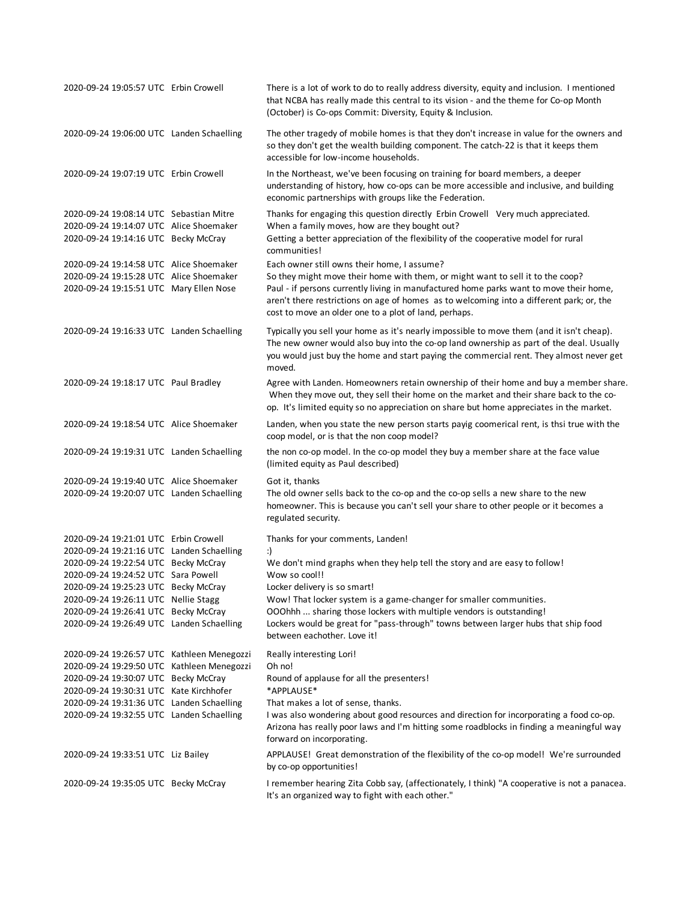| | | |
|---|---|---|
| 2020-09-24 19:05:57 UTC | Erbin Crowell | There is a lot of work to do to really address diversity, equity and inclusion. I mentioned that NCBA has really made this central to its vision - and the theme for Co-op Month (October) is Co-ops Commit: Diversity, Equity & Inclusion. |
| 2020-09-24 19:06:00 UTC | Landen Schaelling | The other tragedy of mobile homes is that they don't increase in value for the owners and so they don't get the wealth building component. The catch-22 is that it keeps them accessible for low-income households. |
| 2020-09-24 19:07:19 UTC | Erbin Crowell | In the Northeast, we've been focusing on training for board members, a deeper understanding of history, how co-ops can be more accessible and inclusive, and building economic partnerships with groups like the Federation. |
| 2020-09-24 19:08:14 UTC | Sebastian Mitre | Thanks for engaging this question directly Erbin Crowell Very much appreciated. |
| 2020-09-24 19:14:07 UTC | Alice Shoemaker | When a family moves, how are they bought out? |
| 2020-09-24 19:14:16 UTC | Becky McCray | Getting a better appreciation of the flexibility of the cooperative model for rural communities! |
| 2020-09-24 19:14:58 UTC | Alice Shoemaker | Each owner still owns their home, I assume? |
| 2020-09-24 19:15:28 UTC | Alice Shoemaker | So they might move their home with them, or might want to sell it to the coop? |
| 2020-09-24 19:15:51 UTC | Mary Ellen Nose | Paul - if persons currently living in manufactured home parks want to move their home, aren't there restrictions on age of homes as to welcoming into a different park; or, the cost to move an older one to a plot of land, perhaps. |
| 2020-09-24 19:16:33 UTC | Landen Schaelling | Typically you sell your home as it's nearly impossible to move them (and it isn't cheap). The new owner would also buy into the co-op land ownership as part of the deal. Usually you would just buy the home and start paying the commercial rent. They almost never get moved. |
| 2020-09-24 19:18:17 UTC | Paul Bradley | Agree with Landen. Homeowners retain ownership of their home and buy a member share. When they move out, they sell their home on the market and their share back to the co-op. It's limited equity so no appreciation on share but home appreciates in the market. |
| 2020-09-24 19:18:54 UTC | Alice Shoemaker | Landen, when you state the new person starts payig coomerical rent, is thsi true with the coop model, or is that the non coop model? |
| 2020-09-24 19:19:31 UTC | Landen Schaelling | the non co-op model. In the co-op model they buy a member share at the face value (limited equity as Paul described) |
| 2020-09-24 19:19:40 UTC | Alice Shoemaker | Got it, thanks |
| 2020-09-24 19:20:07 UTC | Landen Schaelling | The old owner sells back to the co-op and the co-op sells a new share to the new homeowner. This is because you can't sell your share to other people or it becomes a regulated security. |
| 2020-09-24 19:21:01 UTC | Erbin Crowell | Thanks for your comments, Landen! |
| 2020-09-24 19:21:16 UTC | Landen Schaelling | :) |
| 2020-09-24 19:22:54 UTC | Becky McCray | We don't mind graphs when they help tell the story and are easy to follow! |
| 2020-09-24 19:24:52 UTC | Sara Powell | Wow so cool!! |
| 2020-09-24 19:25:23 UTC | Becky McCray | Locker delivery is so smart! |
| 2020-09-24 19:26:11 UTC | Nellie Stagg | Wow! That locker system is a game-changer for smaller communities. |
| 2020-09-24 19:26:41 UTC | Becky McCray | OOOhhh ... sharing those lockers with multiple vendors is outstanding! |
| 2020-09-24 19:26:49 UTC | Landen Schaelling | Lockers would be great for "pass-through" towns between larger hubs that ship food between eachother. Love it! |
| 2020-09-24 19:26:57 UTC | Kathleen Menegozzi | Really interesting Lori! |
| 2020-09-24 19:29:50 UTC | Kathleen Menegozzi | Oh no! |
| 2020-09-24 19:30:07 UTC | Becky McCray | Round of applause for all the presenters! |
| 2020-09-24 19:30:31 UTC | Kate Kirchhofer | *APPLAUSE* |
| 2020-09-24 19:31:36 UTC | Landen Schaelling | That makes a lot of sense, thanks. |
| 2020-09-24 19:32:55 UTC | Landen Schaelling | I was also wondering about good resources and direction for incorporating a food co-op. Arizona has really poor laws and I'm hitting some roadblocks in finding a meaningful way forward on incorporating. |
| 2020-09-24 19:33:51 UTC | Liz Bailey | APPLAUSE! Great demonstration of the flexibility of the co-op model! We're surrounded by co-op opportunities! |
| 2020-09-24 19:35:05 UTC | Becky McCray | I remember hearing Zita Cobb say, (affectionately, I think) "A cooperative is not a panacea. It's an organized way to fight with each other." |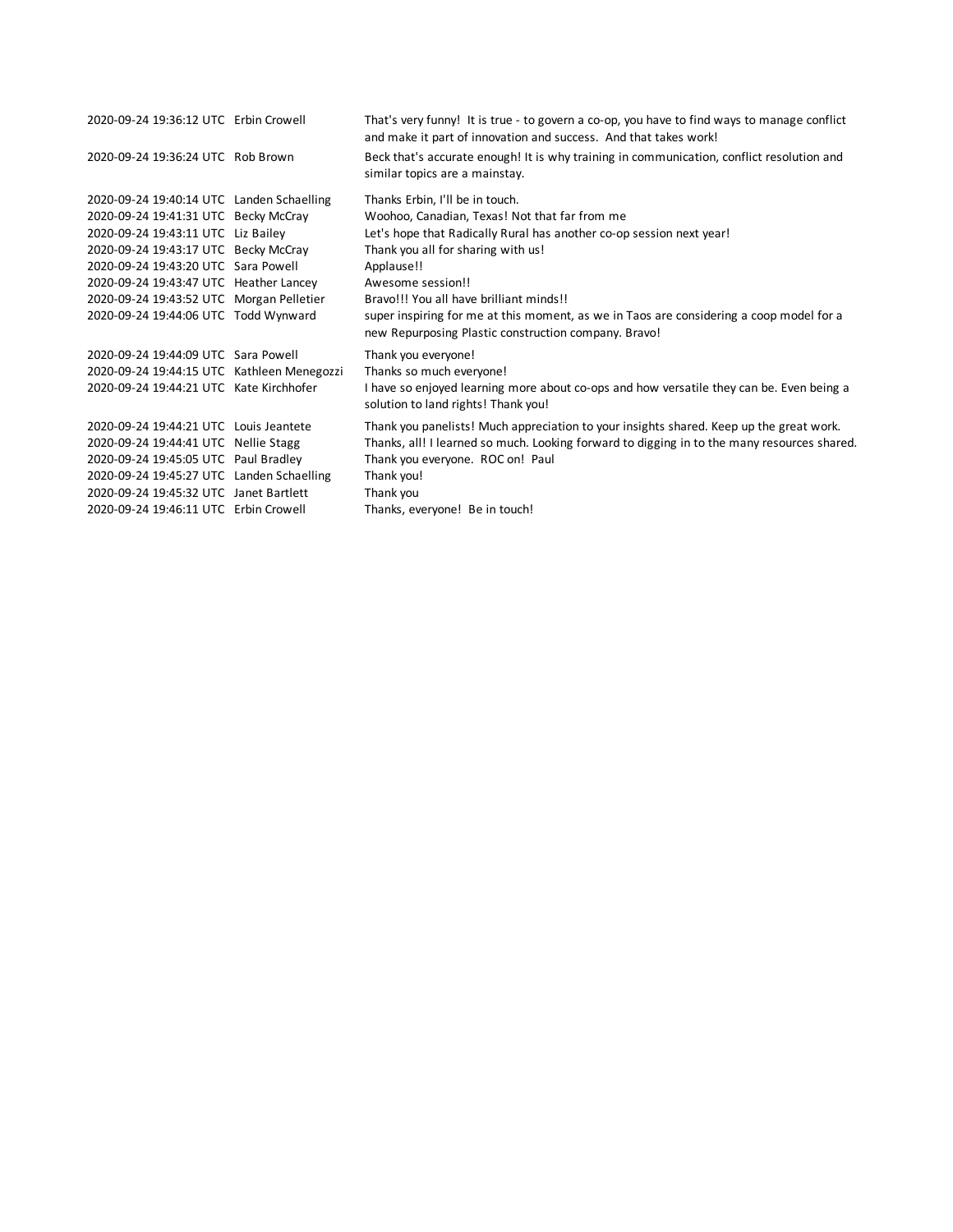| | | |
|---|---|---|
| 2020-09-24 19:36:12 UTC | Erbin Crowell | That's very funny! It is true - to govern a co-op, you have to find ways to manage conflict and make it part of innovation and success. And that takes work! |
| 2020-09-24 19:36:24 UTC | Rob Brown | Beck that's accurate enough! It is why training in communication, conflict resolution and similar topics are a mainstay. |
| 2020-09-24 19:40:14 UTC | Landen Schaelling | Thanks Erbin, I'll be in touch. |
| 2020-09-24 19:41:31 UTC | Becky McCray | Woohoo, Canadian, Texas! Not that far from me |
| 2020-09-24 19:43:11 UTC | Liz Bailey | Let's hope that Radically Rural has another co-op session next year! |
| 2020-09-24 19:43:17 UTC | Becky McCray | Thank you all for sharing with us! |
| 2020-09-24 19:43:20 UTC | Sara Powell | Applause!! |
| 2020-09-24 19:43:47 UTC | Heather Lancey | Awesome session!! |
| 2020-09-24 19:43:52 UTC | Morgan Pelletier | Bravo!!! You all have brilliant minds!! |
| 2020-09-24 19:44:06 UTC | Todd Wynward | super inspiring for me at this moment, as we in Taos are considering a coop model for a new Repurposing Plastic construction company. Bravo! |
| 2020-09-24 19:44:09 UTC | Sara Powell | Thank you everyone! |
| 2020-09-24 19:44:15 UTC | Kathleen Menegozzi | Thanks so much everyone! |
| 2020-09-24 19:44:21 UTC | Kate Kirchhofer | I have so enjoyed learning more about co-ops and how versatile they can be. Even being a solution to land rights! Thank you! |
| 2020-09-24 19:44:21 UTC | Louis Jeantete | Thank you panelists! Much appreciation to your insights shared. Keep up the great work. |
| 2020-09-24 19:44:41 UTC | Nellie Stagg | Thanks, all! I learned so much. Looking forward to digging in to the many resources shared. |
| 2020-09-24 19:45:05 UTC | Paul Bradley | Thank you everyone. ROC on! Paul |
| 2020-09-24 19:45:27 UTC | Landen Schaelling | Thank you! |
| 2020-09-24 19:45:32 UTC | Janet Bartlett | Thank you |
| 2020-09-24 19:46:11 UTC | Erbin Crowell | Thanks, everyone! Be in touch! |